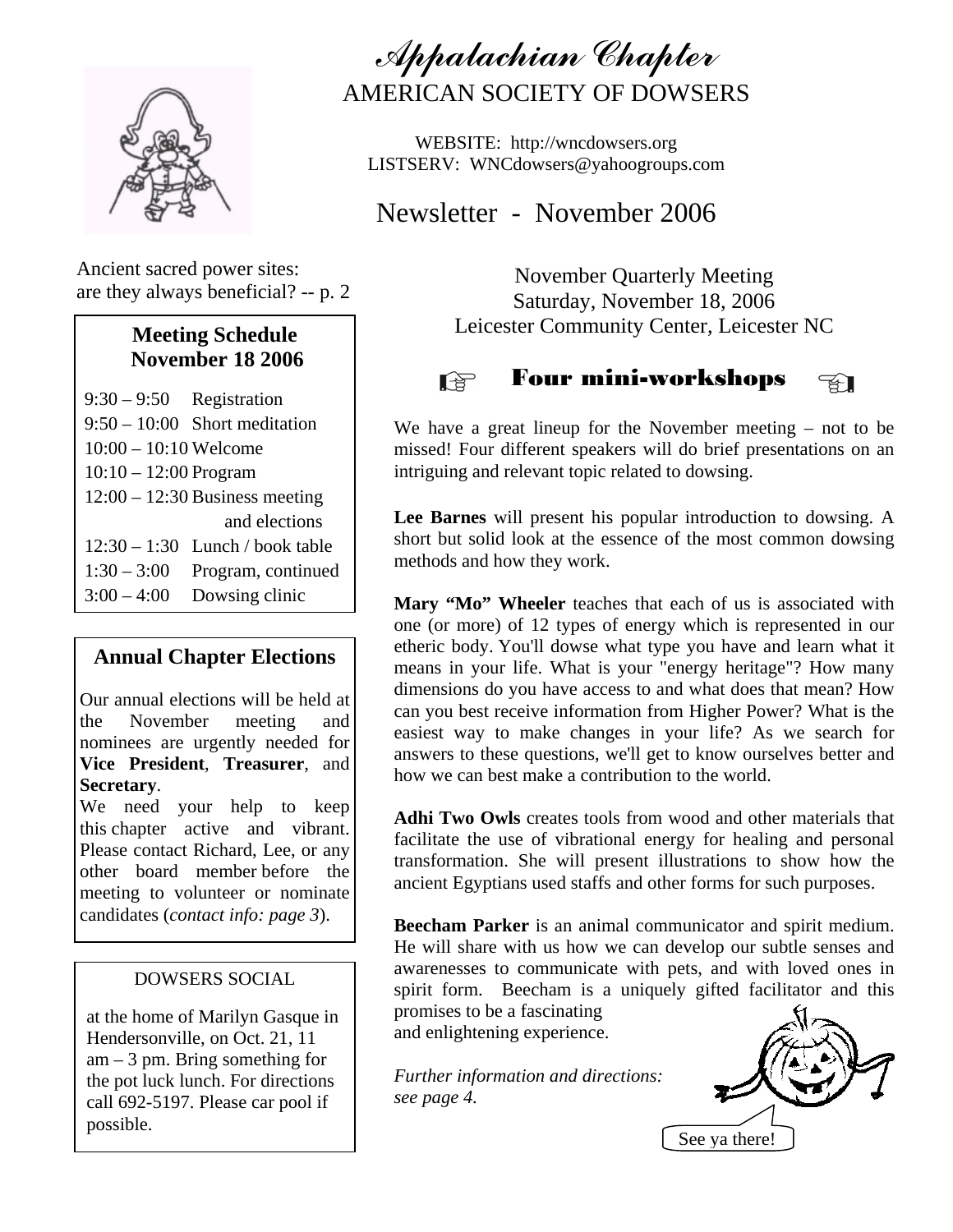# *Appalachian Chapter*

## AMERICAN SOCIETY OF DOWSERS

WEBSITE: http://wncdowsers.org
LISTSERV: WNCdowsers@yahoogroups.com

## Newsletter - November 2006

Ancient sacred power sites: are they always beneficial? -- p. 2

### Meeting Schedule November 18 2006

| | |
|---|---|
| 9:30 – 9:50 | Registration |
| 9:50 – 10:00 | Short meditation |
| 10:00 – 10:10 | Welcome |
| 10:10 – 12:00 | Program |
| 12:00 – 12:30 | Business meeting and elections |
| 12:30 – 1:30 | Lunch / book table |
| 1:30 – 3:00 | Program, continued |
| 3:00 – 4:00 | Dowsing clinic |

### Annual Chapter Elections

Our annual elections will be held at the November meeting and nominees are urgently needed for **Vice President**, **Treasurer**, and **Secretary**.

We need your help to keep this chapter active and vibrant. Please contact Richard, Lee, or any other board member before the meeting to volunteer or nominate candidates (*contact info: page 3*).

### DOWSERS SOCIAL

at the home of Marilyn Gasque in Hendersonville, on Oct. 21, 11 am – 3 pm. Bring something for the pot luck lunch. For directions call 692-5197. Please car pool if possible.

November Quarterly Meeting
Saturday, November 18, 2006
Leicester Community Center, Leicester NC

### ☞ Four mini-workshops ☜

We have a great lineup for the November meeting – not to be missed! Four different speakers will do brief presentations on an intriguing and relevant topic related to dowsing.

**Lee Barnes** will present his popular introduction to dowsing. A short but solid look at the essence of the most common dowsing methods and how they work.

**Mary "Mo" Wheeler** teaches that each of us is associated with one (or more) of 12 types of energy which is represented in our etheric body. You'll dowse what type you have and learn what it means in your life. What is your "energy heritage"? How many dimensions do you have access to and what does that mean? How can you best receive information from Higher Power? What is the easiest way to make changes in your life? As we search for answers to these questions, we'll get to know ourselves better and how we can best make a contribution to the world.

**Adhi Two Owls** creates tools from wood and other materials that facilitate the use of vibrational energy for healing and personal transformation. She will present illustrations to show how the ancient Egyptians used staffs and other forms for such purposes.

**Beecham Parker** is an animal communicator and spirit medium. He will share with us how we can develop our subtle senses and awarenesses to communicate with pets, and with loved ones in spirit form. Beecham is a uniquely gifted facilitator and this promises to be a fascinating and enlightening experience.

*Further information and directions: see page 4.*

See ya there!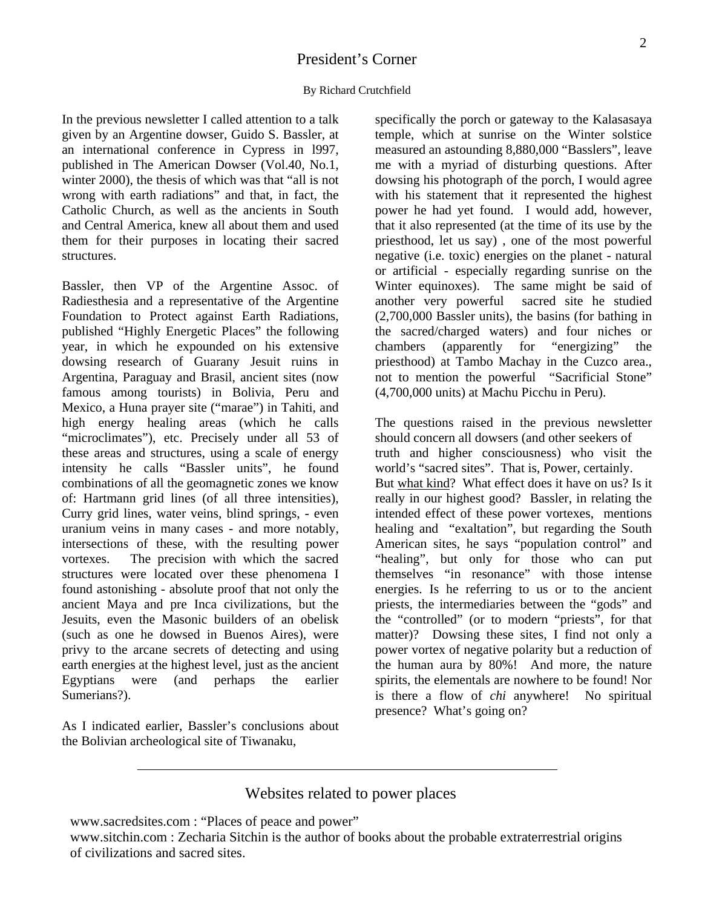# President's Corner

By Richard Crutchfield

In the previous newsletter I called attention to a talk given by an Argentine dowser, Guido S. Bassler, at an international conference in Cypress in l997, published in The American Dowser (Vol.40, No.1, winter 2000), the thesis of which was that "all is not wrong with earth radiations" and that, in fact, the Catholic Church, as well as the ancients in South and Central America, knew all about them and used them for their purposes in locating their sacred structures.

Bassler, then VP of the Argentine Assoc. of Radiesthesia and a representative of the Argentine Foundation to Protect against Earth Radiations, published "Highly Energetic Places" the following year, in which he expounded on his extensive dowsing research of Guarany Jesuit ruins in Argentina, Paraguay and Brasil, ancient sites (now famous among tourists) in Bolivia, Peru and Mexico, a Huna prayer site ("marae") in Tahiti, and high energy healing areas (which he calls "microclimates"), etc. Precisely under all 53 of these areas and structures, using a scale of energy intensity he calls "Bassler units", he found combinations of all the geomagnetic zones we know of: Hartmann grid lines (of all three intensities), Curry grid lines, water veins, blind springs, - even uranium veins in many cases - and more notably, intersections of these, with the resulting power vortexes. The precision with which the sacred structures were located over these phenomena I found astonishing - absolute proof that not only the ancient Maya and pre Inca civilizations, but the Jesuits, even the Masonic builders of an obelisk (such as one he dowsed in Buenos Aires), were privy to the arcane secrets of detecting and using earth energies at the highest level, just as the ancient Egyptians were (and perhaps the earlier Sumerians?).

As I indicated earlier, Bassler's conclusions about the Bolivian archeological site of Tiwanaku, specifically the porch or gateway to the Kalasasaya temple, which at sunrise on the Winter solstice measured an astounding 8,880,000 "Basslers", leave me with a myriad of disturbing questions. After dowsing his photograph of the porch, I would agree with his statement that it represented the highest power he had yet found. I would add, however, that it also represented (at the time of its use by the priesthood, let us say) , one of the most powerful negative (i.e. toxic) energies on the planet - natural or artificial - especially regarding sunrise on the Winter equinoxes). The same might be said of another very powerful sacred site he studied (2,700,000 Bassler units), the basins (for bathing in the sacred/charged waters) and four niches or chambers (apparently for "energizing" the priesthood) at Tambo Machay in the Cuzco area., not to mention the powerful "Sacrificial Stone" (4,700,000 units) at Machu Picchu in Peru).

The questions raised in the previous newsletter should concern all dowsers (and other seekers of truth and higher consciousness) who visit the world's "sacred sites". That is, Power, certainly. But <u>what kind</u>? What effect does it have on us? Is it really in our highest good? Bassler, in relating the intended effect of these power vortexes, mentions healing and "exaltation", but regarding the South American sites, he says "population control" and "healing", but only for those who can put themselves "in resonance" with those intense energies. Is he referring to us or to the ancient priests, the intermediaries between the "gods" and the "controlled" (or to modern "priests", for that matter)? Dowsing these sites, I find not only a power vortex of negative polarity but a reduction of the human aura by 80%! And more, the nature spirits, the elementals are nowhere to be found! Nor is there a flow of *chi* anywhere! No spiritual presence? What's going on?

---

## Websites related to power places

www.sacredsites.com : "Places of peace and power"

www.sitchin.com : Zecharia Sitchin is the author of books about the probable extraterrestrial origins of civilizations and sacred sites.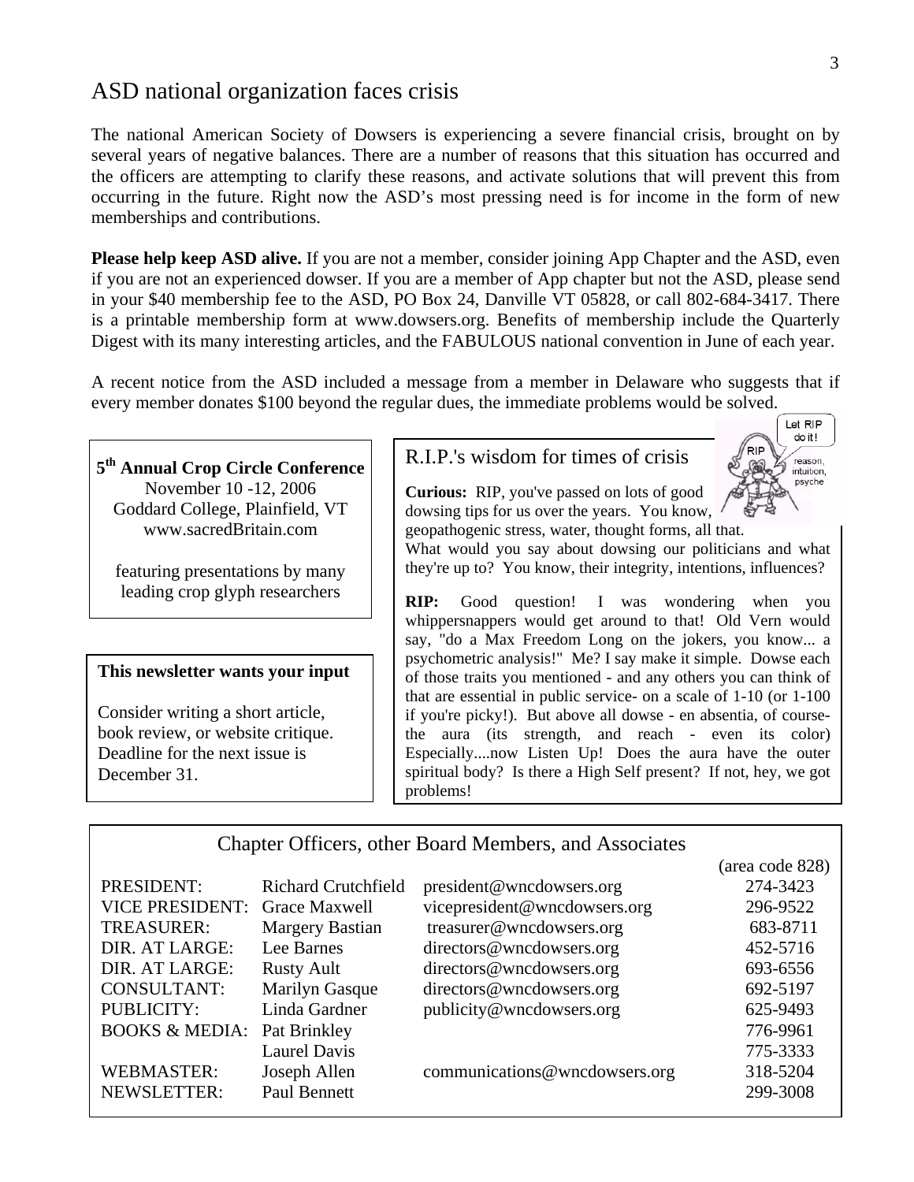# ASD national organization faces crisis

The national American Society of Dowsers is experiencing a severe financial crisis, brought on by several years of negative balances. There are a number of reasons that this situation has occurred and the officers are attempting to clarify these reasons, and activate solutions that will prevent this from occurring in the future. Right now the ASD's most pressing need is for income in the form of new memberships and contributions.

**Please help keep ASD alive.** If you are not a member, consider joining App Chapter and the ASD, even if you are not an experienced dowser. If you are a member of App chapter but not the ASD, please send in your $40 membership fee to the ASD, PO Box 24, Danville VT 05828, or call 802-684-3417. There is a printable membership form at www.dowsers.org. Benefits of membership include the Quarterly Digest with its many interesting articles, and the FABULOUS national convention in June of each year.

A recent notice from the ASD included a message from a member in Delaware who suggests that if every member donates $100 beyond the regular dues, the immediate problems would be solved.

**5th Annual Crop Circle Conference**
November 10 -12, 2006
Goddard College, Plainfield, VT
www.sacredBritain.com

featuring presentations by many leading crop glyph researchers

**This newsletter wants your input**

Consider writing a short article, book review, or website critique. Deadline for the next issue is December 31.

## R.I.P.'s wisdom for times of crisis

**Curious:** RIP, you've passed on lots of good dowsing tips for us over the years. You know, geopathogenic stress, water, thought forms, all that. What would you say about dowsing our politicians and what they're up to? You know, their integrity, intentions, influences?

**RIP:** Good question! I was wondering when you whippersnappers would get around to that! Old Vern would say, "do a Max Freedom Long on the jokers, you know... a psychometric analysis!" Me? I say make it simple. Dowse each of those traits you mentioned - and any others you can think of that are essential in public service- on a scale of 1-10 (or 1-100 if you're picky!). But above all dowse - en absentia, of course- the aura (its strength, and reach - even its color) Especially....now Listen Up! Does the aura have the outer spiritual body? Is there a High Self present? If not, hey, we got problems!

## Chapter Officers, other Board Members, and Associates

| | | | (area code 828) |
|---|---|---|---|
| PRESIDENT: | Richard Crutchfield | president@wncdowsers.org | 274-3423 |
| VICE PRESIDENT: | Grace Maxwell | vicepresident@wncdowsers.org | 296-9522 |
| TREASURER: | Margery Bastian | treasurer@wncdowsers.org | 683-8711 |
| DIR. AT LARGE: | Lee Barnes | directors@wncdowsers.org | 452-5716 |
| DIR. AT LARGE: | Rusty Ault | directors@wncdowsers.org | 693-6556 |
| CONSULTANT: | Marilyn Gasque | directors@wncdowsers.org | 692-5197 |
| PUBLICITY: | Linda Gardner | publicity@wncdowsers.org | 625-9493 |
| BOOKS & MEDIA: | Pat Brinkley | | 776-9961 |
| | Laurel Davis | | 775-3333 |
| WEBMASTER: | Joseph Allen | communications@wncdowsers.org | 318-5204 |
| NEWSLETTER: | Paul Bennett | | 299-3008 |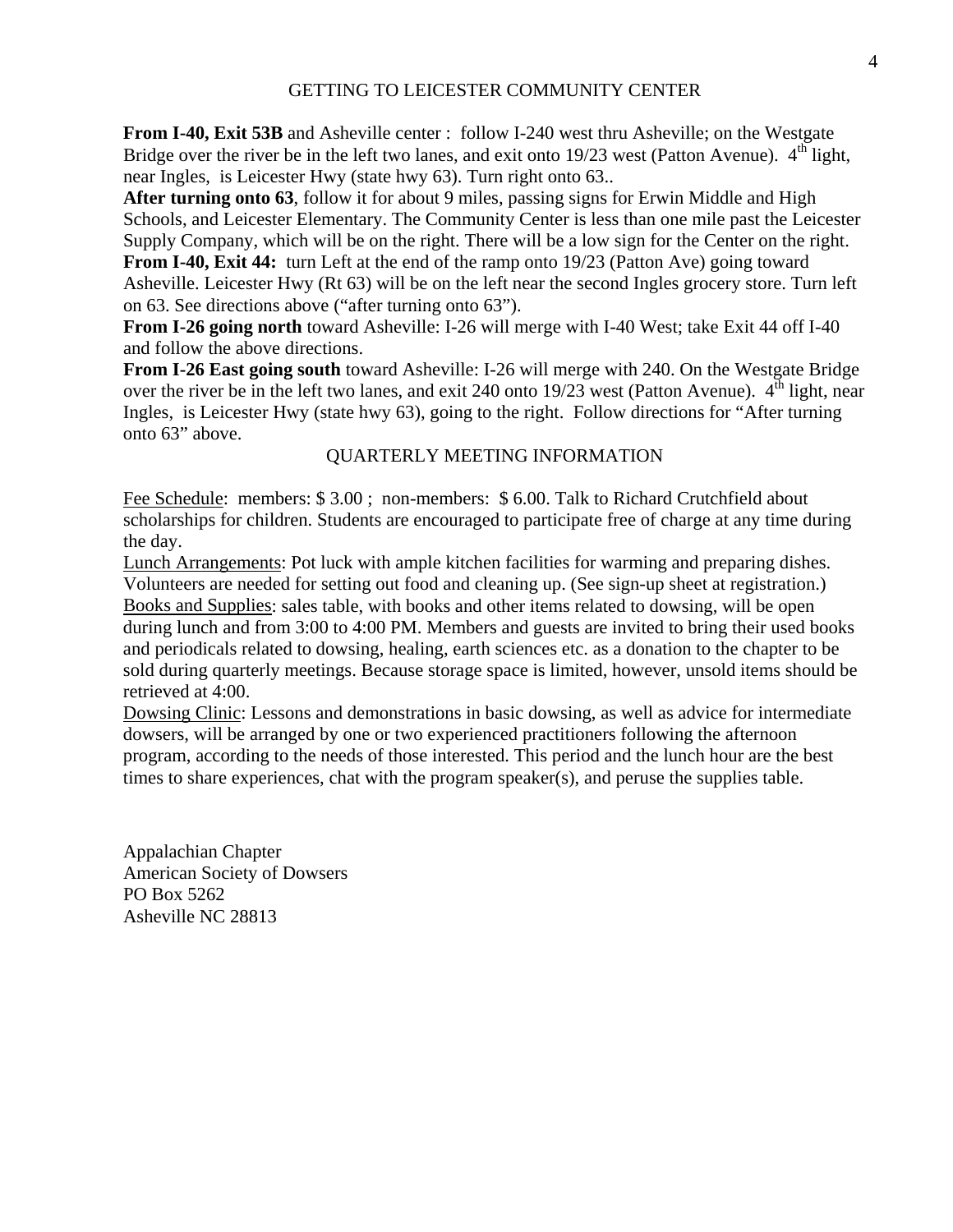## GETTING TO LEICESTER COMMUNITY CENTER

**From I-40, Exit 53B** and Asheville center : follow I-240 west thru Asheville; on the Westgate Bridge over the river be in the left two lanes, and exit onto 19/23 west (Patton Avenue). 4th light, near Ingles, is Leicester Hwy (state hwy 63). Turn right onto 63..

**After turning onto 63**, follow it for about 9 miles, passing signs for Erwin Middle and High Schools, and Leicester Elementary. The Community Center is less than one mile past the Leicester Supply Company, which will be on the right. There will be a low sign for the Center on the right.

**From I-40, Exit 44:** turn Left at the end of the ramp onto 19/23 (Patton Ave) going toward Asheville. Leicester Hwy (Rt 63) will be on the left near the second Ingles grocery store. Turn left on 63. See directions above ("after turning onto 63").

**From I-26 going north** toward Asheville: I-26 will merge with I-40 West; take Exit 44 off I-40 and follow the above directions.

**From I-26 East going south** toward Asheville: I-26 will merge with 240. On the Westgate Bridge over the river be in the left two lanes, and exit 240 onto 19/23 west (Patton Avenue). 4th light, near Ingles, is Leicester Hwy (state hwy 63), going to the right. Follow directions for "After turning onto 63" above.

## QUARTERLY MEETING INFORMATION

Fee Schedule: members: $ 3.00 ; non-members: $ 6.00. Talk to Richard Crutchfield about scholarships for children. Students are encouraged to participate free of charge at any time during the day.

Lunch Arrangements: Pot luck with ample kitchen facilities for warming and preparing dishes. Volunteers are needed for setting out food and cleaning up. (See sign-up sheet at registration.)

Books and Supplies: sales table, with books and other items related to dowsing, will be open during lunch and from 3:00 to 4:00 PM. Members and guests are invited to bring their used books and periodicals related to dowsing, healing, earth sciences etc. as a donation to the chapter to be sold during quarterly meetings. Because storage space is limited, however, unsold items should be retrieved at 4:00.

Dowsing Clinic: Lessons and demonstrations in basic dowsing, as well as advice for intermediate dowsers, will be arranged by one or two experienced practitioners following the afternoon program, according to the needs of those interested. This period and the lunch hour are the best times to share experiences, chat with the program speaker(s), and peruse the supplies table.

Appalachian Chapter
American Society of Dowsers
PO Box 5262
Asheville NC 28813